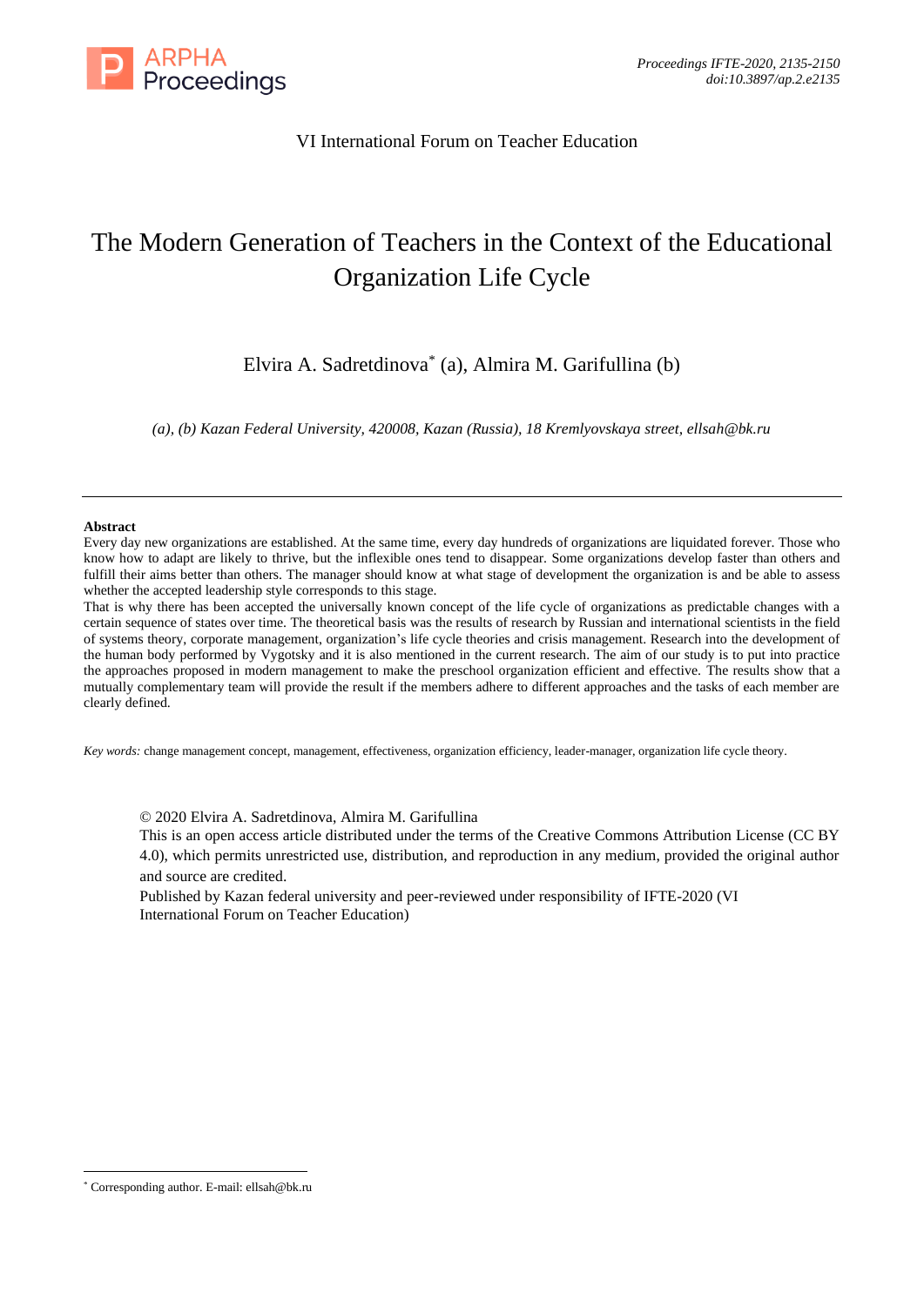VI International Forum on Teacher Education

# The Modern Generation of Teachers in the Context of the Educational Organization Life Cycle

Elvira A. Sadretdinova[*] (a), Almira M. Garifullina (b)

*(a), (b) Kazan Federal University, 420008, Kazan (Russia), 18 Kremlyovskaya street, ellsah@bk.ru*

---

**Abstract**

Every day new organizations are established. At the same time, every day hundreds of organizations are liquidated forever. Those who know how to adapt are likely to thrive, but the inflexible ones tend to disappear. Some organizations develop faster than others and fulfill their aims better than others. The manager should know at what stage of development the organization is and be able to assess whether the accepted leadership style corresponds to this stage.

That is why there has been accepted the universally known concept of the life cycle of organizations as predictable changes with a certain sequence of states over time. The theoretical basis was the results of research by Russian and international scientists in the field of systems theory, corporate management, organization's life cycle theories and crisis management. Research into the development of the human body performed by Vygotsky and it is also mentioned in the current research. The aim of our study is to put into practice the approaches proposed in modern management to make the preschool organization efficient and effective. The results show that a mutually complementary team will provide the result if the members adhere to different approaches and the tasks of each member are clearly defined.

*Key words:* change management concept, management, effectiveness, organization efficiency, leader-manager, organization life cycle theory.

© 2020 Elvira A. Sadretdinova, Almira M. Garifullina
This is an open access article distributed under the terms of the Creative Commons Attribution License (CC BY 4.0), which permits unrestricted use, distribution, and reproduction in any medium, provided the original author and source are credited.
Published by Kazan federal university and peer-reviewed under responsibility of IFTE-2020 (VI International Forum on Teacher Education)

---

[*] Corresponding author. E-mail: ellsah@bk.ru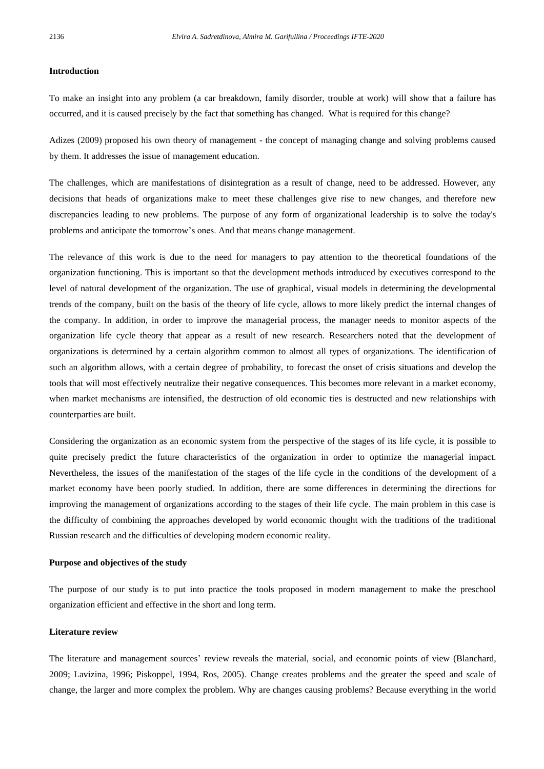**Introduction**

To make an insight into any problem (a car breakdown, family disorder, trouble at work) will show that a failure has occurred, and it is caused precisely by the fact that something has changed. What is required for this change?

Adizes (2009) proposed his own theory of management - the concept of managing change and solving problems caused by them. It addresses the issue of management education.

The challenges, which are manifestations of disintegration as a result of change, need to be addressed. However, any decisions that heads of organizations make to meet these challenges give rise to new changes, and therefore new discrepancies leading to new problems. The purpose of any form of organizational leadership is to solve the today's problems and anticipate the tomorrow's ones. And that means change management.

The relevance of this work is due to the need for managers to pay attention to the theoretical foundations of the organization functioning. This is important so that the development methods introduced by executives correspond to the level of natural development of the organization. The use of graphical, visual models in determining the developmental trends of the company, built on the basis of the theory of life cycle, allows to more likely predict the internal changes of the company. In addition, in order to improve the managerial process, the manager needs to monitor aspects of the organization life cycle theory that appear as a result of new research. Researchers noted that the development of organizations is determined by a certain algorithm common to almost all types of organizations. The identification of such an algorithm allows, with a certain degree of probability, to forecast the onset of crisis situations and develop the tools that will most effectively neutralize their negative consequences. This becomes more relevant in a market economy, when market mechanisms are intensified, the destruction of old economic ties is destructed and new relationships with counterparties are built.

Considering the organization as an economic system from the perspective of the stages of its life cycle, it is possible to quite precisely predict the future characteristics of the organization in order to optimize the managerial impact. Nevertheless, the issues of the manifestation of the stages of the life cycle in the conditions of the development of a market economy have been poorly studied. In addition, there are some differences in determining the directions for improving the management of organizations according to the stages of their life cycle. The main problem in this case is the difficulty of combining the approaches developed by world economic thought with the traditions of the traditional Russian research and the difficulties of developing modern economic reality.

**Purpose and objectives of the study**

The purpose of our study is to put into practice the tools proposed in modern management to make the preschool organization efficient and effective in the short and long term.

**Literature review**

The literature and management sources' review reveals the material, social, and economic points of view (Blanchard, 2009; Lavizina, 1996; Piskoppel, 1994, Ros, 2005). Change creates problems and the greater the speed and scale of change, the larger and more complex the problem. Why are changes causing problems? Because everything in the world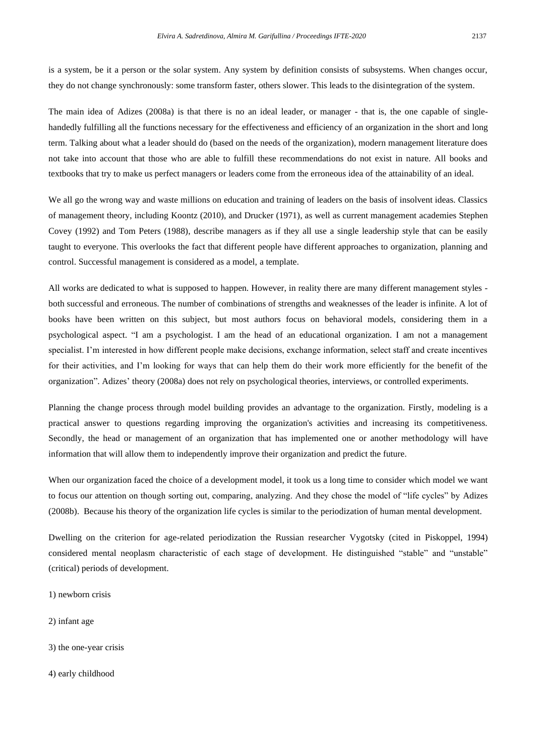is a system, be it a person or the solar system. Any system by definition consists of subsystems. When changes occur, they do not change synchronously: some transform faster, others slower. This leads to the disintegration of the system.

The main idea of Adizes (2008a) is that there is no an ideal leader, or manager - that is, the one capable of single-handedly fulfilling all the functions necessary for the effectiveness and efficiency of an organization in the short and long term. Talking about what a leader should do (based on the needs of the organization), modern management literature does not take into account that those who are able to fulfill these recommendations do not exist in nature. All books and textbooks that try to make us perfect managers or leaders come from the erroneous idea of the attainability of an ideal.

We all go the wrong way and waste millions on education and training of leaders on the basis of insolvent ideas. Classics of management theory, including Koontz (2010), and Drucker (1971), as well as current management academies Stephen Covey (1992) and Tom Peters (1988), describe managers as if they all use a single leadership style that can be easily taught to everyone. This overlooks the fact that different people have different approaches to organization, planning and control. Successful management is considered as a model, a template.

All works are dedicated to what is supposed to happen. However, in reality there are many different management styles - both successful and erroneous. The number of combinations of strengths and weaknesses of the leader is infinite. A lot of books have been written on this subject, but most authors focus on behavioral models, considering them in a psychological aspect. "I am a psychologist. I am the head of an educational organization. I am not a management specialist. I'm interested in how different people make decisions, exchange information, select staff and create incentives for their activities, and I'm looking for ways that can help them do their work more efficiently for the benefit of the organization". Adizes' theory (2008a) does not rely on psychological theories, interviews, or controlled experiments.

Planning the change process through model building provides an advantage to the organization. Firstly, modeling is a practical answer to questions regarding improving the organization's activities and increasing its competitiveness. Secondly, the head or management of an organization that has implemented one or another methodology will have information that will allow them to independently improve their organization and predict the future.

When our organization faced the choice of a development model, it took us a long time to consider which model we want to focus our attention on though sorting out, comparing, analyzing. And they chose the model of "life cycles" by Adizes (2008b). Because his theory of the organization life cycles is similar to the periodization of human mental development.

Dwelling on the criterion for age-related periodization the Russian researcher Vygotsky (cited in Piskoppel, 1994) considered mental neoplasm characteristic of each stage of development. He distinguished "stable" and "unstable" (critical) periods of development.

1) newborn crisis

2) infant age

3) the one-year crisis

4) early childhood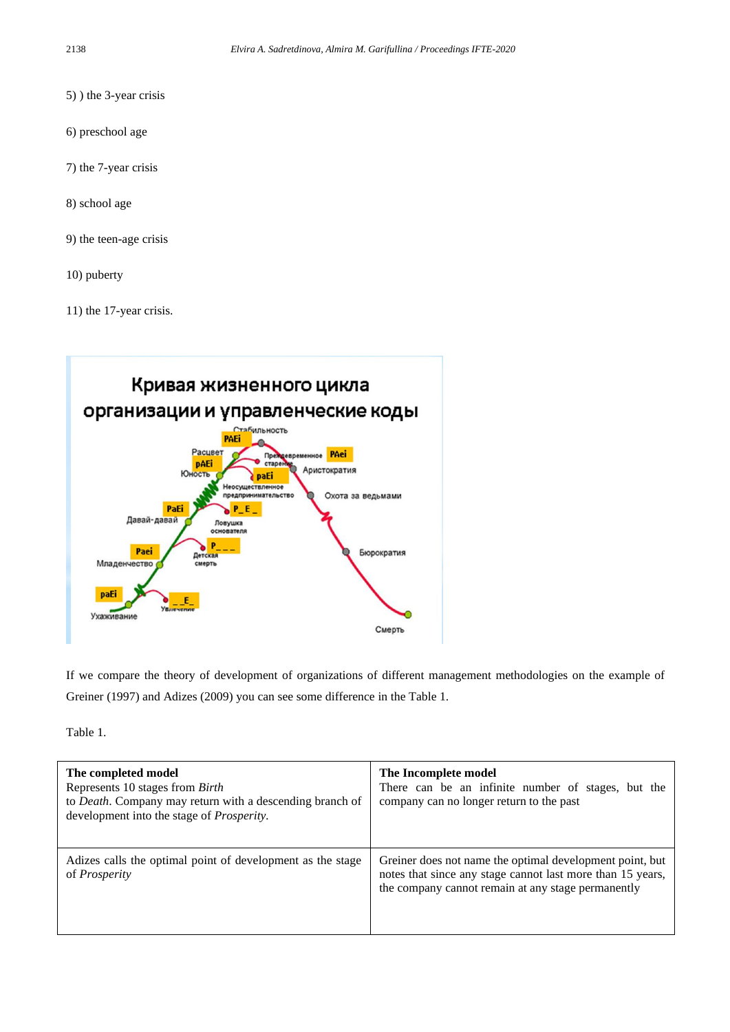5) ) the 3-year crisis

6) preschool age

7) the 7-year crisis

8) school age

9) the teen-age crisis

10) puberty

11) the 17-year crisis.

If we compare the theory of development of organizations of different management methodologies on the example of Greiner (1997) and Adizes (2009) you can see some difference in the Table 1.

Table 1.

| **The completed model**<br>Represents 10 stages from *Birth* to *Death*. Company may return with a descending branch of development into the stage of *Prosperity*. | **The Incomplete model**<br>There can be an infinite number of stages, but the company can no longer return to the past |
|---|---|
| Adizes calls the optimal point of development as the stage of *Prosperity* | Greiner does not name the optimal development point, but notes that since any stage cannot last more than 15 years, the company cannot remain at any stage permanently |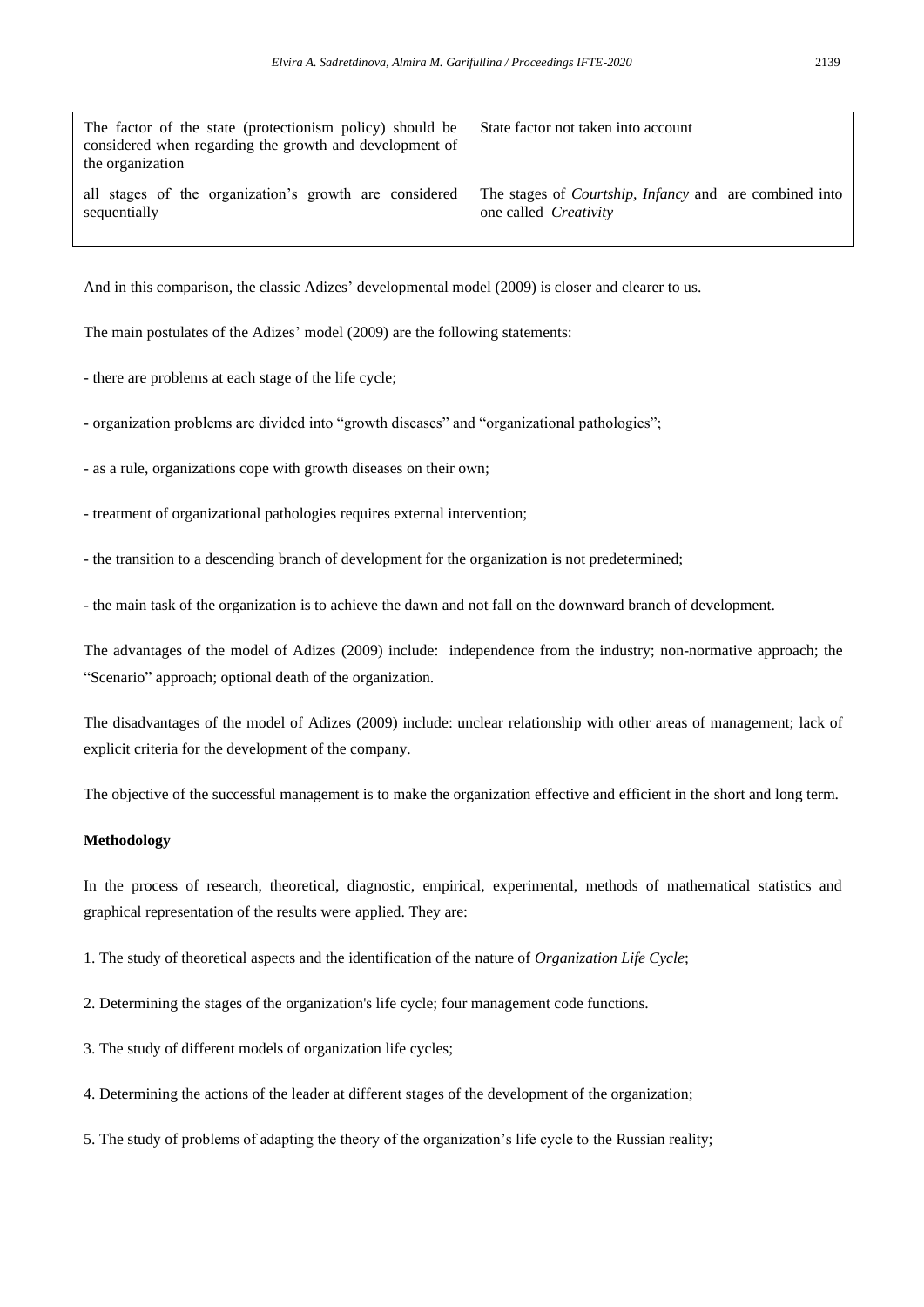| The factor of the state (protectionism policy) should be considered when regarding the growth and development of the organization | State factor not taken into account |
|---|---|
| all stages of the organization's growth are considered sequentially | The stages of *Courtship*, *Infancy* and are combined into one called *Creativity* |

And in this comparison, the classic Adizes' developmental model (2009) is closer and clearer to us.

The main postulates of the Adizes' model (2009) are the following statements:

- there are problems at each stage of the life cycle;

- organization problems are divided into "growth diseases" and "organizational pathologies";

- as a rule, organizations cope with growth diseases on their own;

- treatment of organizational pathologies requires external intervention;

- the transition to a descending branch of development for the organization is not predetermined;

- the main task of the organization is to achieve the dawn and not fall on the downward branch of development.

The advantages of the model of Adizes (2009) include: independence from the industry; non-normative approach; the "Scenario" approach; optional death of the organization.

The disadvantages of the model of Adizes (2009) include: unclear relationship with other areas of management; lack of explicit criteria for the development of the company.

The objective of the successful management is to make the organization effective and efficient in the short and long term.

**Methodology**

In the process of research, theoretical, diagnostic, empirical, experimental, methods of mathematical statistics and graphical representation of the results were applied. They are:

1. The study of theoretical aspects and the identification of the nature of *Organization Life Cycle*;

2. Determining the stages of the organization's life cycle; four management code functions.

3. The study of different models of organization life cycles;

4. Determining the actions of the leader at different stages of the development of the organization;

5. The study of problems of adapting the theory of the organization's life cycle to the Russian reality;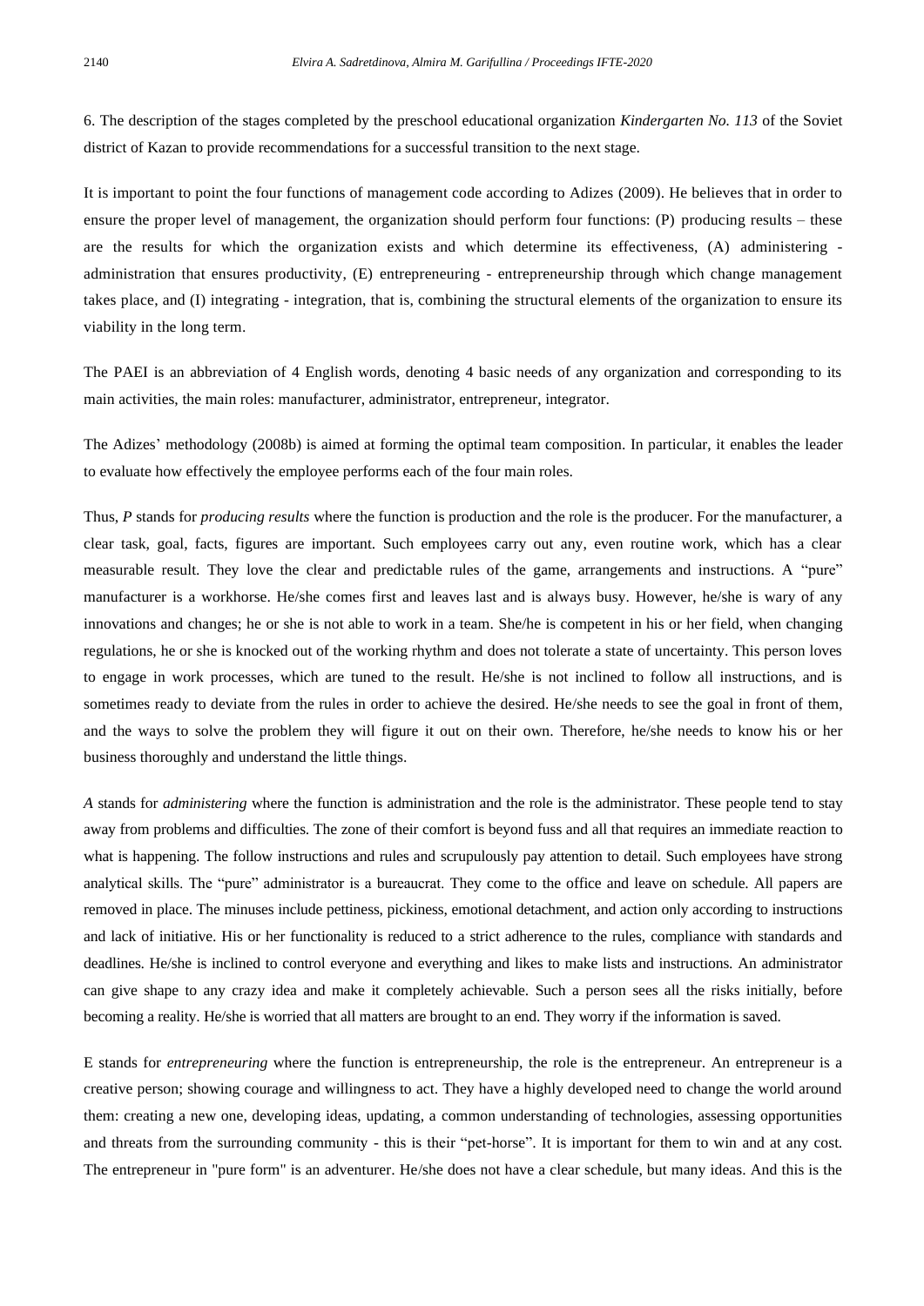6. The description of the stages completed by the preschool educational organization *Kindergarten No. 113* of the Soviet district of Kazan to provide recommendations for a successful transition to the next stage.

It is important to point the four functions of management code according to Adizes (2009). He believes that in order to ensure the proper level of management, the organization should perform four functions: (P) producing results – these are the results for which the organization exists and which determine its effectiveness, (A) administering - administration that ensures productivity, (E) entrepreneuring - entrepreneurship through which change management takes place, and (I) integrating - integration, that is, combining the structural elements of the organization to ensure its viability in the long term.

The PAEI is an abbreviation of 4 English words, denoting 4 basic needs of any organization and corresponding to its main activities, the main roles: manufacturer, administrator, entrepreneur, integrator.

The Adizes' methodology (2008b) is aimed at forming the optimal team composition. In particular, it enables the leader to evaluate how effectively the employee performs each of the four main roles.

Thus, *P* stands for *producing results* where the function is production and the role is the producer. For the manufacturer, a clear task, goal, facts, figures are important. Such employees carry out any, even routine work, which has a clear measurable result. They love the clear and predictable rules of the game, arrangements and instructions. A "pure" manufacturer is a workhorse. He/she comes first and leaves last and is always busy. However, he/she is wary of any innovations and changes; he or she is not able to work in a team. She/he is competent in his or her field, when changing regulations, he or she is knocked out of the working rhythm and does not tolerate a state of uncertainty. This person loves to engage in work processes, which are tuned to the result. He/she is not inclined to follow all instructions, and is sometimes ready to deviate from the rules in order to achieve the desired. He/she needs to see the goal in front of them, and the ways to solve the problem they will figure it out on their own. Therefore, he/she needs to know his or her business thoroughly and understand the little things.

*A* stands for *administering* where the function is administration and the role is the administrator. These people tend to stay away from problems and difficulties. The zone of their comfort is beyond fuss and all that requires an immediate reaction to what is happening. The follow instructions and rules and scrupulously pay attention to detail. Such employees have strong analytical skills. The "pure" administrator is a bureaucrat. They come to the office and leave on schedule. All papers are removed in place. The minuses include pettiness, pickiness, emotional detachment, and action only according to instructions and lack of initiative. His or her functionality is reduced to a strict adherence to the rules, compliance with standards and deadlines. He/she is inclined to control everyone and everything and likes to make lists and instructions. An administrator can give shape to any crazy idea and make it completely achievable. Such a person sees all the risks initially, before becoming a reality. He/she is worried that all matters are brought to an end. They worry if the information is saved.

E stands for *entrepreneuring* where the function is entrepreneurship, the role is the entrepreneur. An entrepreneur is a creative person; showing courage and willingness to act. They have a highly developed need to change the world around them: creating a new one, developing ideas, updating, a common understanding of technologies, assessing opportunities and threats from the surrounding community - this is their "pet-horse". It is important for them to win and at any cost. The entrepreneur in "pure form" is an adventurer. He/she does not have a clear schedule, but many ideas. And this is the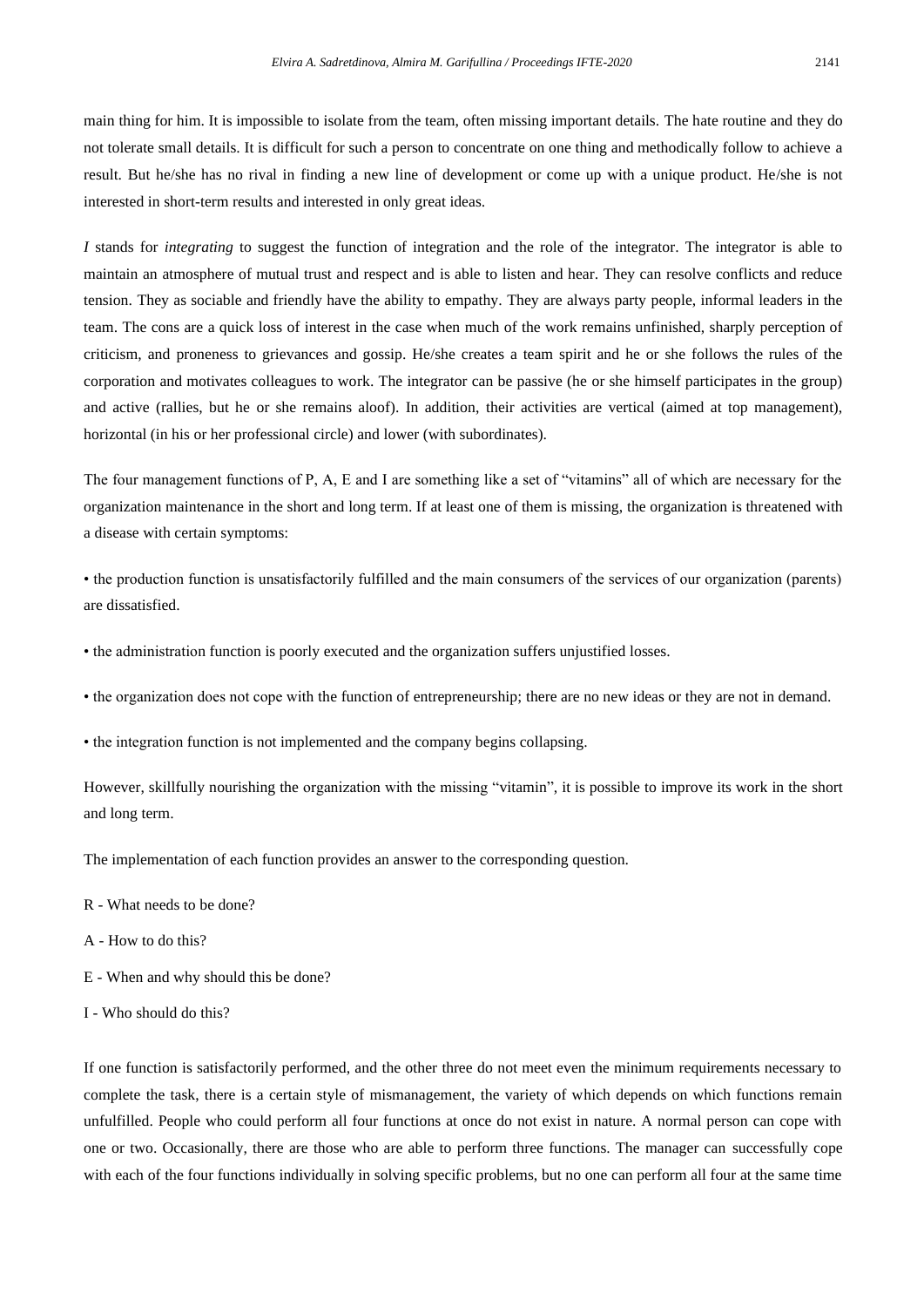main thing for him. It is impossible to isolate from the team, often missing important details. The hate routine and they do not tolerate small details. It is difficult for such a person to concentrate on one thing and methodically follow to achieve a result. But he/she has no rival in finding a new line of development or come up with a unique product. He/she is not interested in short-term results and interested in only great ideas.

*I* stands for *integrating* to suggest the function of integration and the role of the integrator. The integrator is able to maintain an atmosphere of mutual trust and respect and is able to listen and hear. They can resolve conflicts and reduce tension. They as sociable and friendly have the ability to empathy. They are always party people, informal leaders in the team. The cons are a quick loss of interest in the case when much of the work remains unfinished, sharply perception of criticism, and proneness to grievances and gossip. He/she creates a team spirit and he or she follows the rules of the corporation and motivates colleagues to work. The integrator can be passive (he or she himself participates in the group) and active (rallies, but he or she remains aloof). In addition, their activities are vertical (aimed at top management), horizontal (in his or her professional circle) and lower (with subordinates).

The four management functions of P, A, E and I are something like a set of "vitamins" all of which are necessary for the organization maintenance in the short and long term. If at least one of them is missing, the organization is threatened with a disease with certain symptoms:

• the production function is unsatisfactorily fulfilled and the main consumers of the services of our organization (parents) are dissatisfied.

• the administration function is poorly executed and the organization suffers unjustified losses.

• the organization does not cope with the function of entrepreneurship; there are no new ideas or they are not in demand.

• the integration function is not implemented and the company begins collapsing.

However, skillfully nourishing the organization with the missing "vitamin", it is possible to improve its work in the short and long term.

The implementation of each function provides an answer to the corresponding question.

R - What needs to be done?

A - How to do this?

E - When and why should this be done?

I - Who should do this?

If one function is satisfactorily performed, and the other three do not meet even the minimum requirements necessary to complete the task, there is a certain style of mismanagement, the variety of which depends on which functions remain unfulfilled. People who could perform all four functions at once do not exist in nature. A normal person can cope with one or two. Occasionally, there are those who are able to perform three functions. The manager can successfully cope with each of the four functions individually in solving specific problems, but no one can perform all four at the same time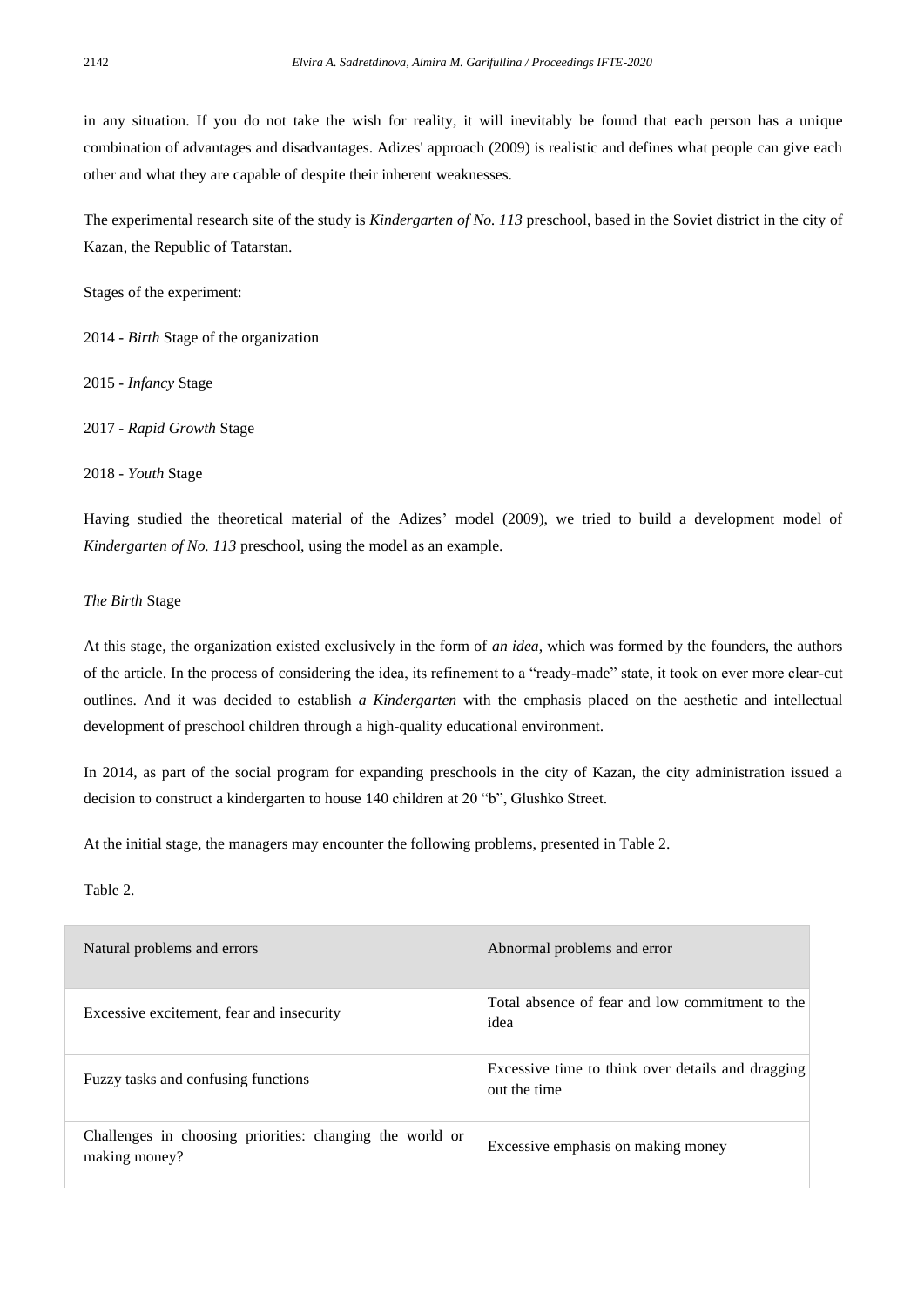in any situation. If you do not take the wish for reality, it will inevitably be found that each person has a unique combination of advantages and disadvantages. Adizes' approach (2009) is realistic and defines what people can give each other and what they are capable of despite their inherent weaknesses.

The experimental research site of the study is *Kindergarten of No. 113* preschool, based in the Soviet district in the city of Kazan, the Republic of Tatarstan.

Stages of the experiment:

2014 - *Birth* Stage of the organization

2015 - *Infancy* Stage

2017 - *Rapid Growth* Stage

2018 - *Youth* Stage

Having studied the theoretical material of the Adizes' model (2009), we tried to build a development model of *Kindergarten of No. 113* preschool, using the model as an example.

*The Birth* Stage

At this stage, the organization existed exclusively in the form of *an idea*, which was formed by the founders, the authors of the article. In the process of considering the idea, its refinement to a "ready-made" state, it took on ever more clear-cut outlines. And it was decided to establish *a Kindergarten* with the emphasis placed on the aesthetic and intellectual development of preschool children through a high-quality educational environment.

In 2014, as part of the social program for expanding preschools in the city of Kazan, the city administration issued a decision to construct a kindergarten to house 140 children at 20 "b", Glushko Street.

At the initial stage, the managers may encounter the following problems, presented in Table 2.

Table 2.

| Natural problems and errors | Abnormal problems and error |
|---|---|
| Excessive excitement, fear and insecurity | Total absence of fear and low commitment to the idea |
| Fuzzy tasks and confusing functions | Excessive time to think over details and dragging out the time |
| Challenges in choosing priorities: changing the world or making money? | Excessive emphasis on making money |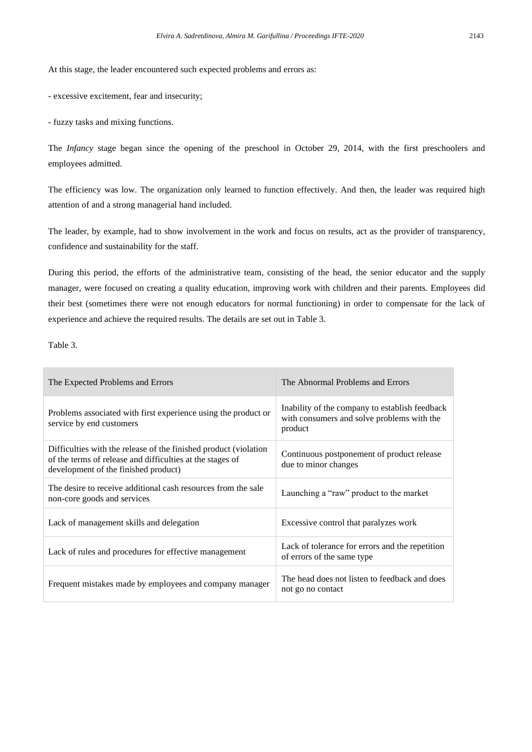At this stage, the leader encountered such expected problems and errors as:

- excessive excitement, fear and insecurity;

- fuzzy tasks and mixing functions.

The *Infancy* stage began since the opening of the preschool in October 29, 2014, with the first preschoolers and employees admitted.

The efficiency was low. The organization only learned to function effectively. And then, the leader was required high attention of and a strong managerial hand included.

The leader, by example, had to show involvement in the work and focus on results, act as the provider of transparency, confidence and sustainability for the staff.

During this period, the efforts of the administrative team, consisting of the head, the senior educator and the supply manager, were focused on creating a quality education, improving work with children and their parents. Employees did their best (sometimes there were not enough educators for normal functioning) in order to compensate for the lack of experience and achieve the required results. The details are set out in Table 3.

Table 3.

| The Expected Problems and Errors | The Abnormal Problems and Errors |
|---|---|
| Problems associated with first experience using the product or service by end customers | Inability of the company to establish feedback with consumers and solve problems with the product |
| Difficulties with the release of the finished product (violation of the terms of release and difficulties at the stages of development of the finished product) | Continuous postponement of product release due to minor changes |
| The desire to receive additional cash resources from the sale non-core goods and services | Launching a "raw" product to the market |
| Lack of management skills and delegation | Excessive control that paralyzes work |
| Lack of rules and procedures for effective management | Lack of tolerance for errors and the repetition of errors of the same type |
| Frequent mistakes made by employees and company manager | The head does not listen to feedback and does not go no contact |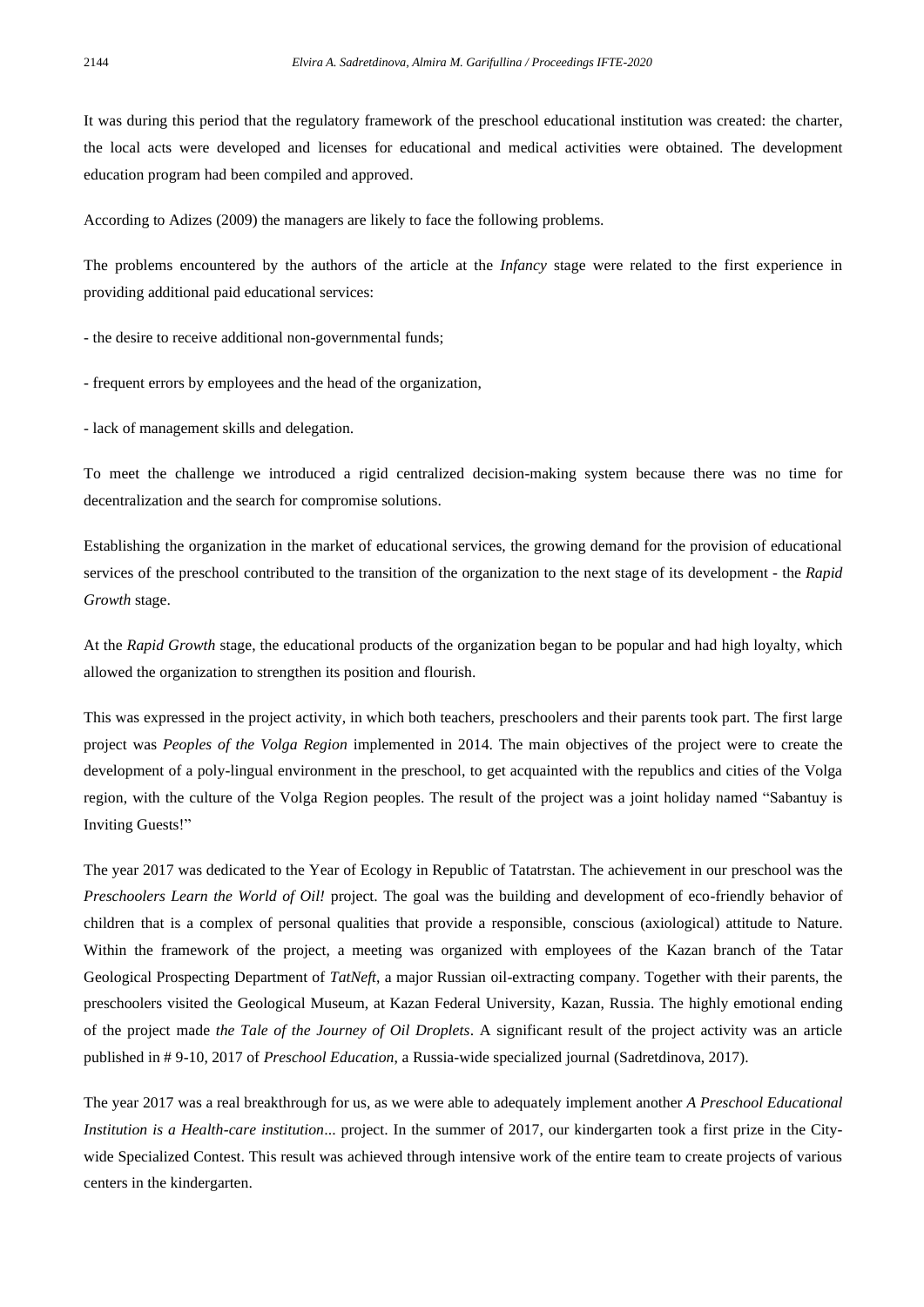It was during this period that the regulatory framework of the preschool educational institution was created: the charter, the local acts were developed and licenses for educational and medical activities were obtained. The development education program had been compiled and approved.

According to Adizes (2009) the managers are likely to face the following problems.

The problems encountered by the authors of the article at the *Infancy* stage were related to the first experience in providing additional paid educational services:

- the desire to receive additional non-governmental funds;

- frequent errors by employees and the head of the organization,

- lack of management skills and delegation.

To meet the challenge we introduced a rigid centralized decision-making system because there was no time for decentralization and the search for compromise solutions.

Establishing the organization in the market of educational services, the growing demand for the provision of educational services of the preschool contributed to the transition of the organization to the next stage of its development - the *Rapid Growth* stage.

At the *Rapid Growth* stage, the educational products of the organization began to be popular and had high loyalty, which allowed the organization to strengthen its position and flourish.

This was expressed in the project activity, in which both teachers, preschoolers and their parents took part. The first large project was *Peoples of the Volga Region* implemented in 2014. The main objectives of the project were to create the development of a poly-lingual environment in the preschool, to get acquainted with the republics and cities of the Volga region, with the culture of the Volga Region peoples. The result of the project was a joint holiday named "Sabantuy is Inviting Guests!"

The year 2017 was dedicated to the Year of Ecology in Republic of Tatatrstan. The achievement in our preschool was the *Preschoolers Learn the World of Oil!* project. The goal was the building and development of eco-friendly behavior of children that is a complex of personal qualities that provide a responsible, conscious (axiological) attitude to Nature. Within the framework of the project, a meeting was organized with employees of the Kazan branch of the Tatar Geological Prospecting Department of *TatNeft*, a major Russian oil-extracting company. Together with their parents, the preschoolers visited the Geological Museum, at Kazan Federal University, Kazan, Russia. The highly emotional ending of the project made *the Tale of the Journey of Oil Droplets*. A significant result of the project activity was an article published in # 9-10, 2017 of *Preschool Education*, a Russia-wide specialized journal (Sadretdinova, 2017).

The year 2017 was a real breakthrough for us, as we were able to adequately implement another *A Preschool Educational Institution is a Health-care institution*... project. In the summer of 2017, our kindergarten took a first prize in the City-wide Specialized Contest. This result was achieved through intensive work of the entire team to create projects of various centers in the kindergarten.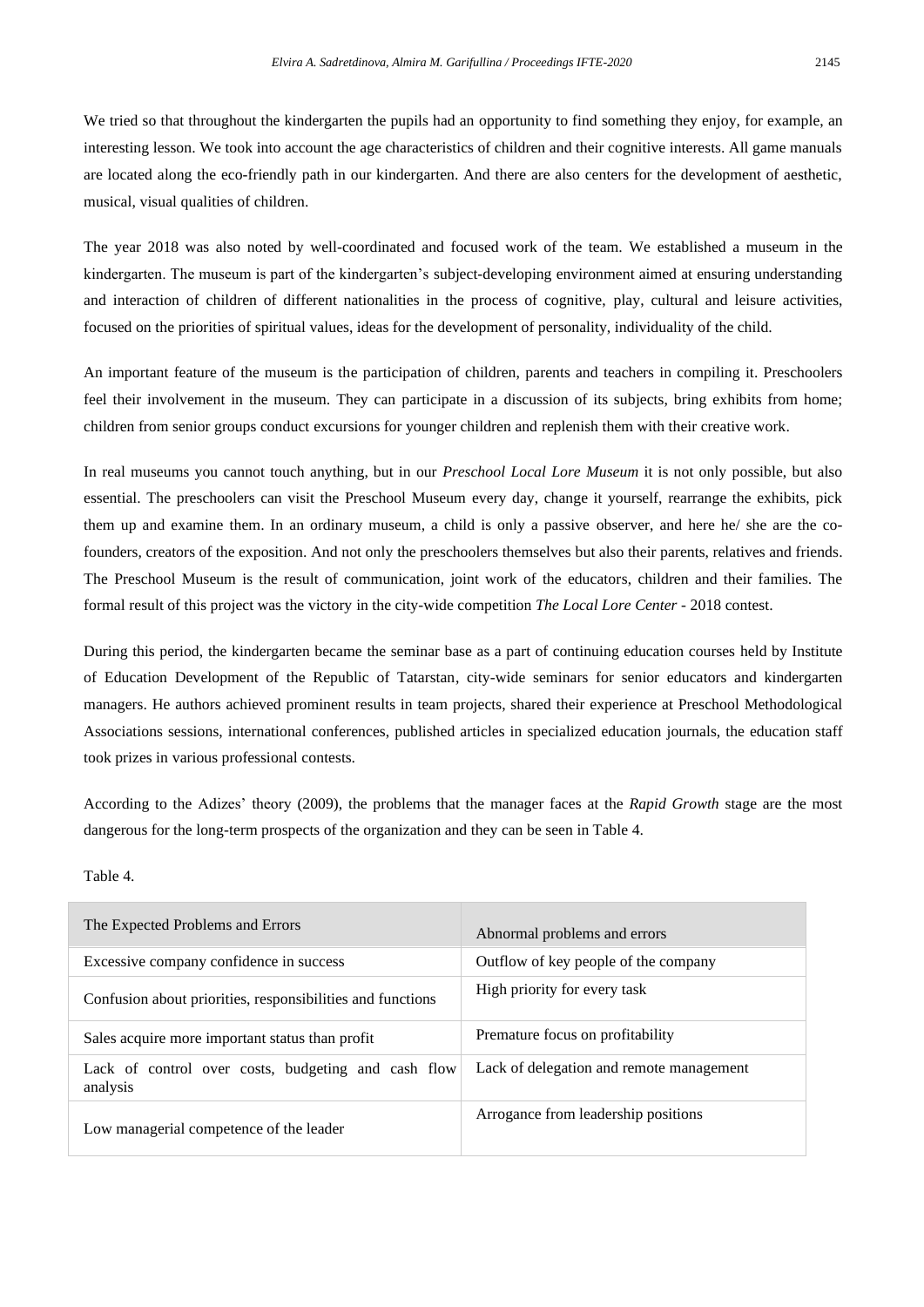We tried so that throughout the kindergarten the pupils had an opportunity to find something they enjoy, for example, an interesting lesson. We took into account the age characteristics of children and their cognitive interests. All game manuals are located along the eco-friendly path in our kindergarten. And there are also centers for the development of aesthetic, musical, visual qualities of children.

The year 2018 was also noted by well-coordinated and focused work of the team. We established a museum in the kindergarten. The museum is part of the kindergarten's subject-developing environment aimed at ensuring understanding and interaction of children of different nationalities in the process of cognitive, play, cultural and leisure activities, focused on the priorities of spiritual values, ideas for the development of personality, individuality of the child.

An important feature of the museum is the participation of children, parents and teachers in compiling it. Preschoolers feel their involvement in the museum. They can participate in a discussion of its subjects, bring exhibits from home; children from senior groups conduct excursions for younger children and replenish them with their creative work.

In real museums you cannot touch anything, but in our *Preschool Local Lore Museum* it is not only possible, but also essential. The preschoolers can visit the Preschool Museum every day, change it yourself, rearrange the exhibits, pick them up and examine them. In an ordinary museum, a child is only a passive observer, and here he/ she are the co-founders, creators of the exposition. And not only the preschoolers themselves but also their parents, relatives and friends. The Preschool Museum is the result of communication, joint work of the educators, children and their families. The formal result of this project was the victory in the city-wide competition *The Local Lore Center* - 2018 contest.

During this period, the kindergarten became the seminar base as a part of continuing education courses held by Institute of Education Development of the Republic of Tatarstan, city-wide seminars for senior educators and kindergarten managers. He authors achieved prominent results in team projects, shared their experience at Preschool Methodological Associations sessions, international conferences, published articles in specialized education journals, the education staff took prizes in various professional contests.

According to the Adizes' theory (2009), the problems that the manager faces at the *Rapid Growth* stage are the most dangerous for the long-term prospects of the organization and they can be seen in Table 4.

Table 4.

| The Expected Problems and Errors | Abnormal problems and errors |
|---|---|
| Excessive company confidence in success | Outflow of key people of the company |
| Confusion about priorities, responsibilities and functions | High priority for every task |
| Sales acquire more important status than profit | Premature focus on profitability |
| Lack of control over costs, budgeting and cash flow analysis | Lack of delegation and remote management |
| Low managerial competence of the leader | Arrogance from leadership positions |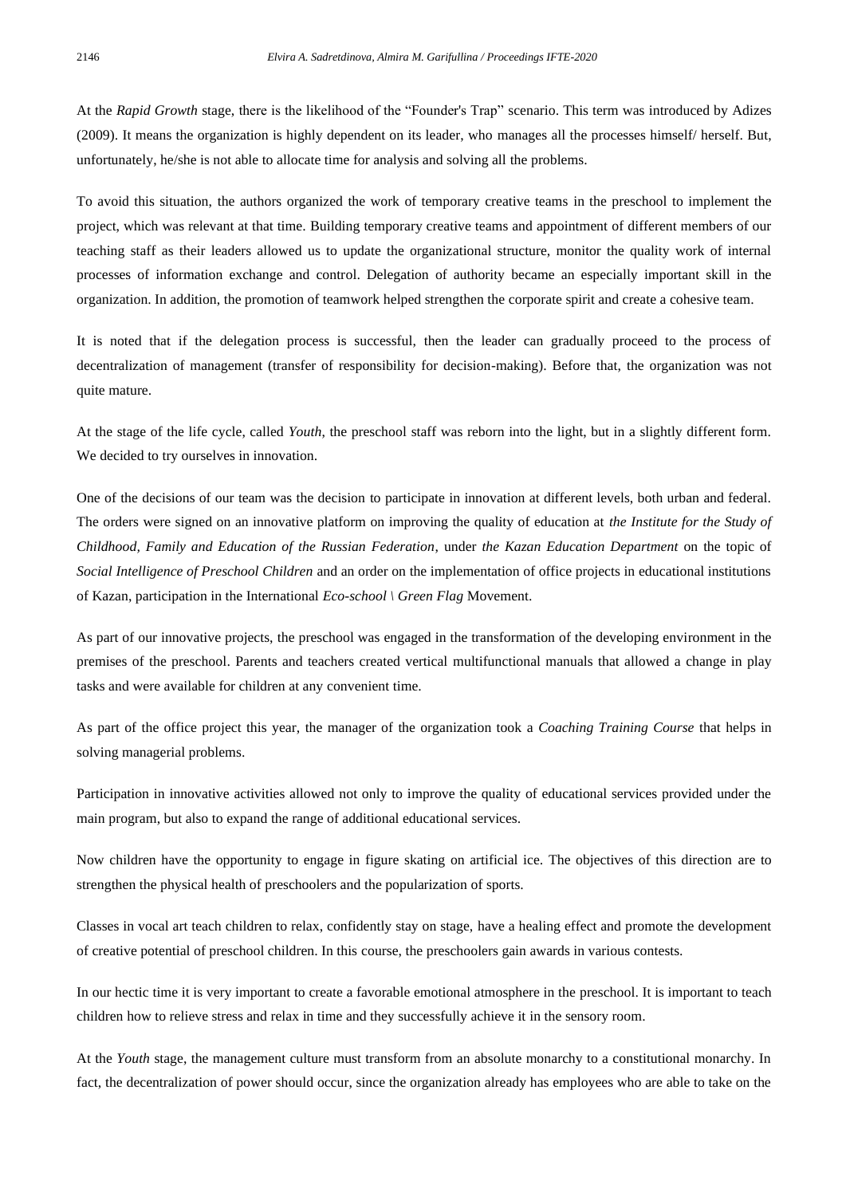At the *Rapid Growth* stage, there is the likelihood of the "Founder's Trap" scenario. This term was introduced by Adizes (2009). It means the organization is highly dependent on its leader, who manages all the processes himself/ herself. But, unfortunately, he/she is not able to allocate time for analysis and solving all the problems.

To avoid this situation, the authors organized the work of temporary creative teams in the preschool to implement the project, which was relevant at that time. Building temporary creative teams and appointment of different members of our teaching staff as their leaders allowed us to update the organizational structure, monitor the quality work of internal processes of information exchange and control. Delegation of authority became an especially important skill in the organization. In addition, the promotion of teamwork helped strengthen the corporate spirit and create a cohesive team.

It is noted that if the delegation process is successful, then the leader can gradually proceed to the process of decentralization of management (transfer of responsibility for decision-making). Before that, the organization was not quite mature.

At the stage of the life cycle, called *Youth*, the preschool staff was reborn into the light, but in a slightly different form. We decided to try ourselves in innovation.

One of the decisions of our team was the decision to participate in innovation at different levels, both urban and federal. The orders were signed on an innovative platform on improving the quality of education at *the Institute for the Study of Childhood, Family and Education of the Russian Federation*, under *the Kazan Education Department* on the topic of *Social Intelligence of Preschool Children* and an order on the implementation of office projects in educational institutions of Kazan, participation in the International *Eco-school \ Green Flag* Movement.

As part of our innovative projects, the preschool was engaged in the transformation of the developing environment in the premises of the preschool. Parents and teachers created vertical multifunctional manuals that allowed a change in play tasks and were available for children at any convenient time.

As part of the office project this year, the manager of the organization took a *Coaching Training Course* that helps in solving managerial problems.

Participation in innovative activities allowed not only to improve the quality of educational services provided under the main program, but also to expand the range of additional educational services.

Now children have the opportunity to engage in figure skating on artificial ice. The objectives of this direction are to strengthen the physical health of preschoolers and the popularization of sports.

Classes in vocal art teach children to relax, confidently stay on stage, have a healing effect and promote the development of creative potential of preschool children. In this course, the preschoolers gain awards in various contests.

In our hectic time it is very important to create a favorable emotional atmosphere in the preschool. It is important to teach children how to relieve stress and relax in time and they successfully achieve it in the sensory room.

At the *Youth* stage, the management culture must transform from an absolute monarchy to a constitutional monarchy. In fact, the decentralization of power should occur, since the organization already has employees who are able to take on the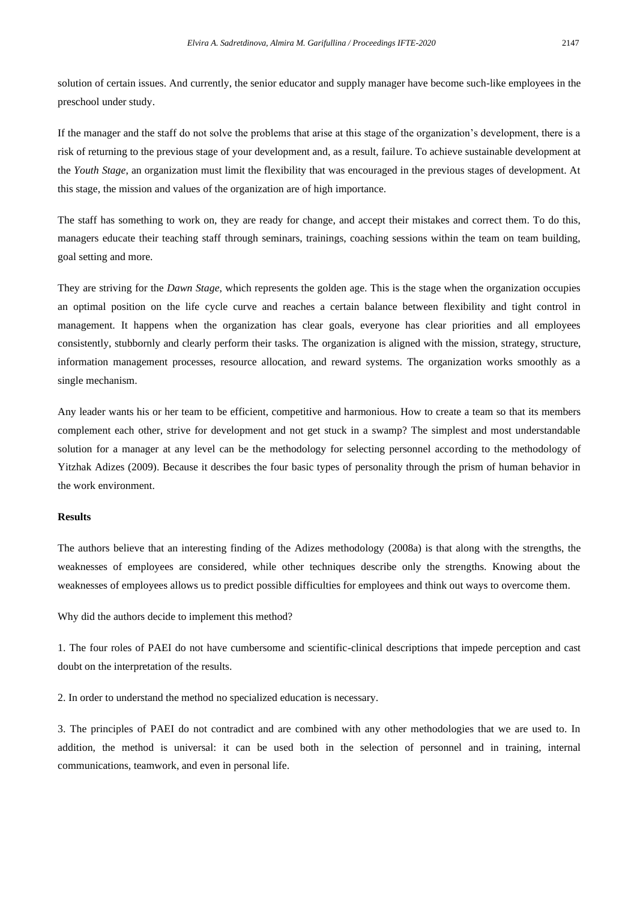solution of certain issues. And currently, the senior educator and supply manager have become such-like employees in the preschool under study.

If the manager and the staff do not solve the problems that arise at this stage of the organization's development, there is a risk of returning to the previous stage of your development and, as a result, failure. To achieve sustainable development at the *Youth Stage*, an organization must limit the flexibility that was encouraged in the previous stages of development. At this stage, the mission and values of the organization are of high importance.

The staff has something to work on, they are ready for change, and accept their mistakes and correct them. To do this, managers educate their teaching staff through seminars, trainings, coaching sessions within the team on team building, goal setting and more.

They are striving for the *Dawn Stage*, which represents the golden age. This is the stage when the organization occupies an optimal position on the life cycle curve and reaches a certain balance between flexibility and tight control in management. It happens when the organization has clear goals, everyone has clear priorities and all employees consistently, stubbornly and clearly perform their tasks. The organization is aligned with the mission, strategy, structure, information management processes, resource allocation, and reward systems. The organization works smoothly as a single mechanism.

Any leader wants his or her team to be efficient, competitive and harmonious. How to create a team so that its members complement each other, strive for development and not get stuck in a swamp? The simplest and most understandable solution for a manager at any level can be the methodology for selecting personnel according to the methodology of Yitzhak Adizes (2009). Because it describes the four basic types of personality through the prism of human behavior in the work environment.

**Results**

The authors believe that an interesting finding of the Adizes methodology (2008a) is that along with the strengths, the weaknesses of employees are considered, while other techniques describe only the strengths. Knowing about the weaknesses of employees allows us to predict possible difficulties for employees and think out ways to overcome them.

Why did the authors decide to implement this method?

1. The four roles of PAEI do not have cumbersome and scientific-clinical descriptions that impede perception and cast doubt on the interpretation of the results.

2. In order to understand the method no specialized education is necessary.

3. The principles of PAEI do not contradict and are combined with any other methodologies that we are used to. In addition, the method is universal: it can be used both in the selection of personnel and in training, internal communications, teamwork, and even in personal life.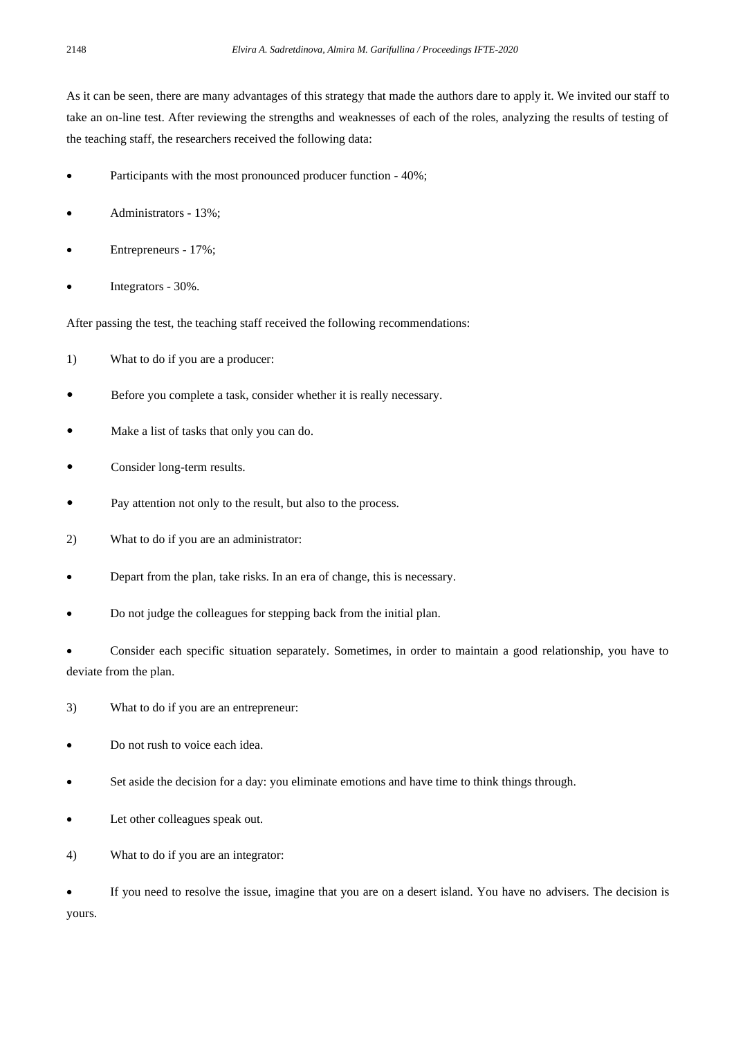As it can be seen, there are many advantages of this strategy that made the authors dare to apply it. We invited our staff to take an on-line test. After reviewing the strengths and weaknesses of each of the roles, analyzing the results of testing of the teaching staff, the researchers received the following data:

- Participants with the most pronounced producer function - 40%;
- Administrators - 13%;
- Entrepreneurs - 17%;
- Integrators - 30%.

After passing the test, the teaching staff received the following recommendations:

1) What to do if you are a producer:

- Before you complete a task, consider whether it is really necessary.
- Make a list of tasks that only you can do.
- Consider long-term results.
- Pay attention not only to the result, but also to the process.

2) What to do if you are an administrator:

- Depart from the plan, take risks. In an era of change, this is necessary.
- Do not judge the colleagues for stepping back from the initial plan.
- Consider each specific situation separately. Sometimes, in order to maintain a good relationship, you have to deviate from the plan.

3) What to do if you are an entrepreneur:

- Do not rush to voice each idea.
- Set aside the decision for a day: you eliminate emotions and have time to think things through.
- Let other colleagues speak out.

4) What to do if you are an integrator:

- If you need to resolve the issue, imagine that you are on a desert island. You have no advisers. The decision is yours.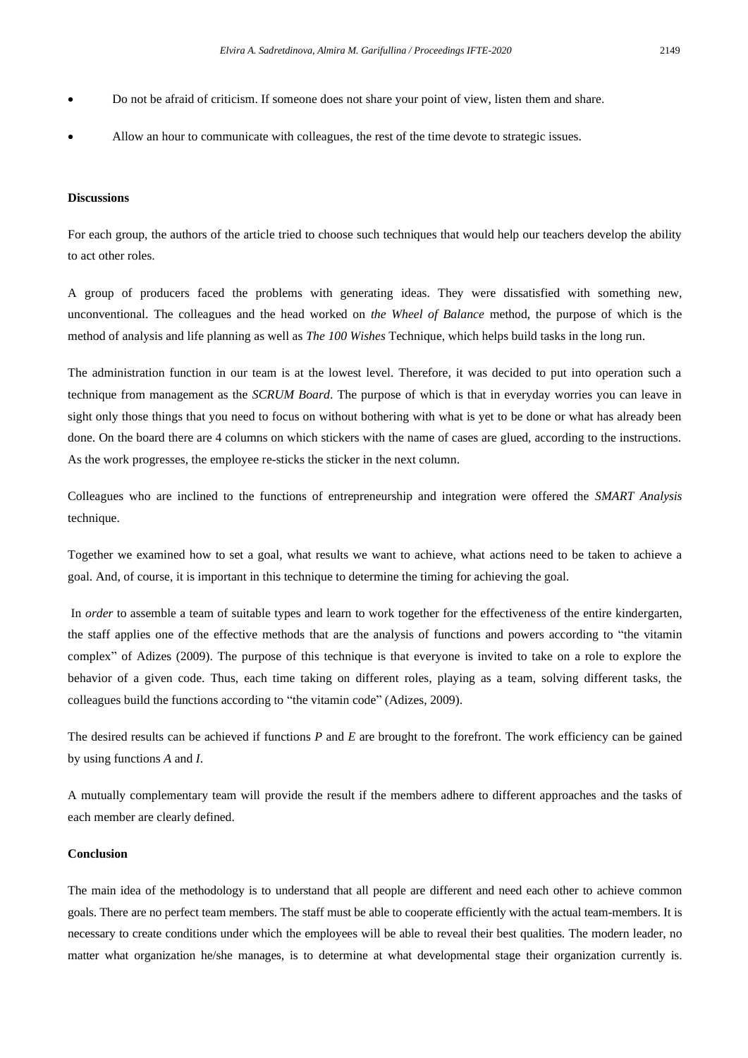- Do not be afraid of criticism. If someone does not share your point of view, listen them and share.
- Allow an hour to communicate with colleagues, the rest of the time devote to strategic issues.

**Discussions**

For each group, the authors of the article tried to choose such techniques that would help our teachers develop the ability to act other roles.

A group of producers faced the problems with generating ideas. They were dissatisfied with something new, unconventional. The colleagues and the head worked on *the Wheel of Balance* method, the purpose of which is the method of analysis and life planning as well as *The 100 Wishes* Technique, which helps build tasks in the long run.

The administration function in our team is at the lowest level. Therefore, it was decided to put into operation such a technique from management as the *SCRUM Board*. The purpose of which is that in everyday worries you can leave in sight only those things that you need to focus on without bothering with what is yet to be done or what has already been done. On the board there are 4 columns on which stickers with the name of cases are glued, according to the instructions. As the work progresses, the employee re-sticks the sticker in the next column.

Colleagues who are inclined to the functions of entrepreneurship and integration were offered the *SMART Analysis* technique.

Together we examined how to set a goal, what results we want to achieve, what actions need to be taken to achieve a goal. And, of course, it is important in this technique to determine the timing for achieving the goal.

In *order* to assemble a team of suitable types and learn to work together for the effectiveness of the entire kindergarten, the staff applies one of the effective methods that are the analysis of functions and powers according to "the vitamin complex" of Adizes (2009). The purpose of this technique is that everyone is invited to take on a role to explore the behavior of a given code. Thus, each time taking on different roles, playing as a team, solving different tasks, the colleagues build the functions according to "the vitamin code" (Adizes, 2009).

The desired results can be achieved if functions *P* and *E* are brought to the forefront. The work efficiency can be gained by using functions *A* and *I*.

A mutually complementary team will provide the result if the members adhere to different approaches and the tasks of each member are clearly defined.

**Conclusion**

The main idea of the methodology is to understand that all people are different and need each other to achieve common goals. There are no perfect team members. The staff must be able to cooperate efficiently with the actual team-members. It is necessary to create conditions under which the employees will be able to reveal their best qualities. The modern leader, no matter what organization he/she manages, is to determine at what developmental stage their organization currently is.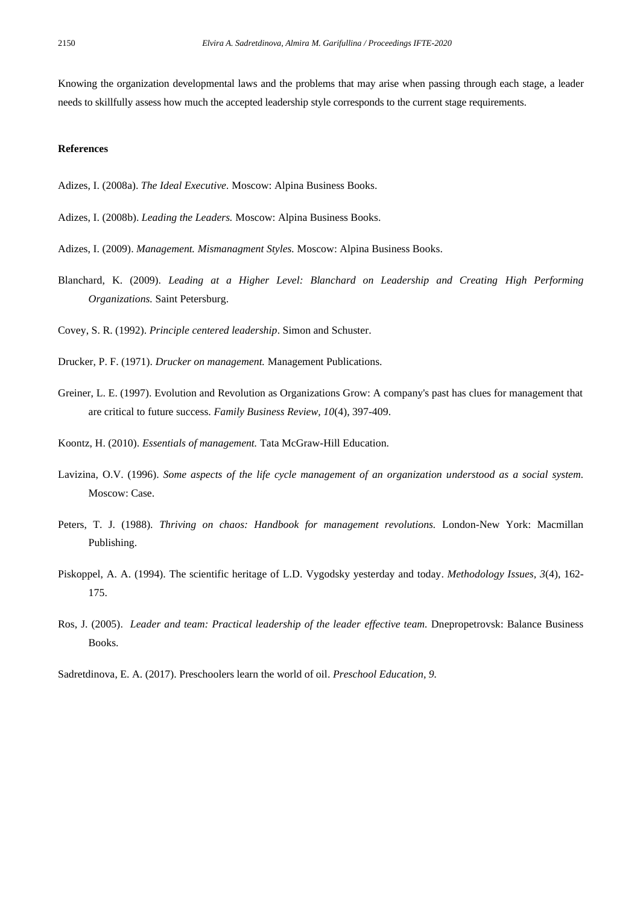Knowing the organization developmental laws and the problems that may arise when passing through each stage, a leader needs to skillfully assess how much the accepted leadership style corresponds to the current stage requirements.

## References

Adizes, I. (2008a). *The Ideal Executive*. Moscow: Alpina Business Books.

Adizes, I. (2008b). *Leading the Leaders.* Moscow: Alpina Business Books.

Adizes, I. (2009). *Management. Mismanagment Styles.* Moscow: Alpina Business Books.

Blanchard, K. (2009). *Leading at a Higher Level: Blanchard on Leadership and Creating High Performing Organizations.* Saint Petersburg.

Covey, S. R. (1992). *Principle centered leadership*. Simon and Schuster.

Drucker, P. F. (1971). *Drucker on management.* Management Publications.

Greiner, L. E. (1997). Evolution and Revolution as Organizations Grow: A company's past has clues for management that are critical to future success. *Family Business Review, 10*(4), 397-409.

Koontz, H. (2010). *Essentials of management.* Tata McGraw-Hill Education.

Lavizina, O.V. (1996). *Some aspects of the life cycle management of an organization understood as a social system.* Moscow: Case.

Peters, T. J. (1988). *Thriving on chaos: Handbook for management revolutions.* London-New York: Macmillan Publishing.

Piskoppel, A. A. (1994). The scientific heritage of L.D. Vygodsky yesterday and today. *Methodology Issues, 3*(4), 162-175.

Ros, J. (2005). *Leader and team: Practical leadership of the leader effective team.* Dnepropetrovsk: Balance Business Books.

Sadretdinova, E. A. (2017). Preschoolers learn the world of oil. *Preschool Education, 9.*